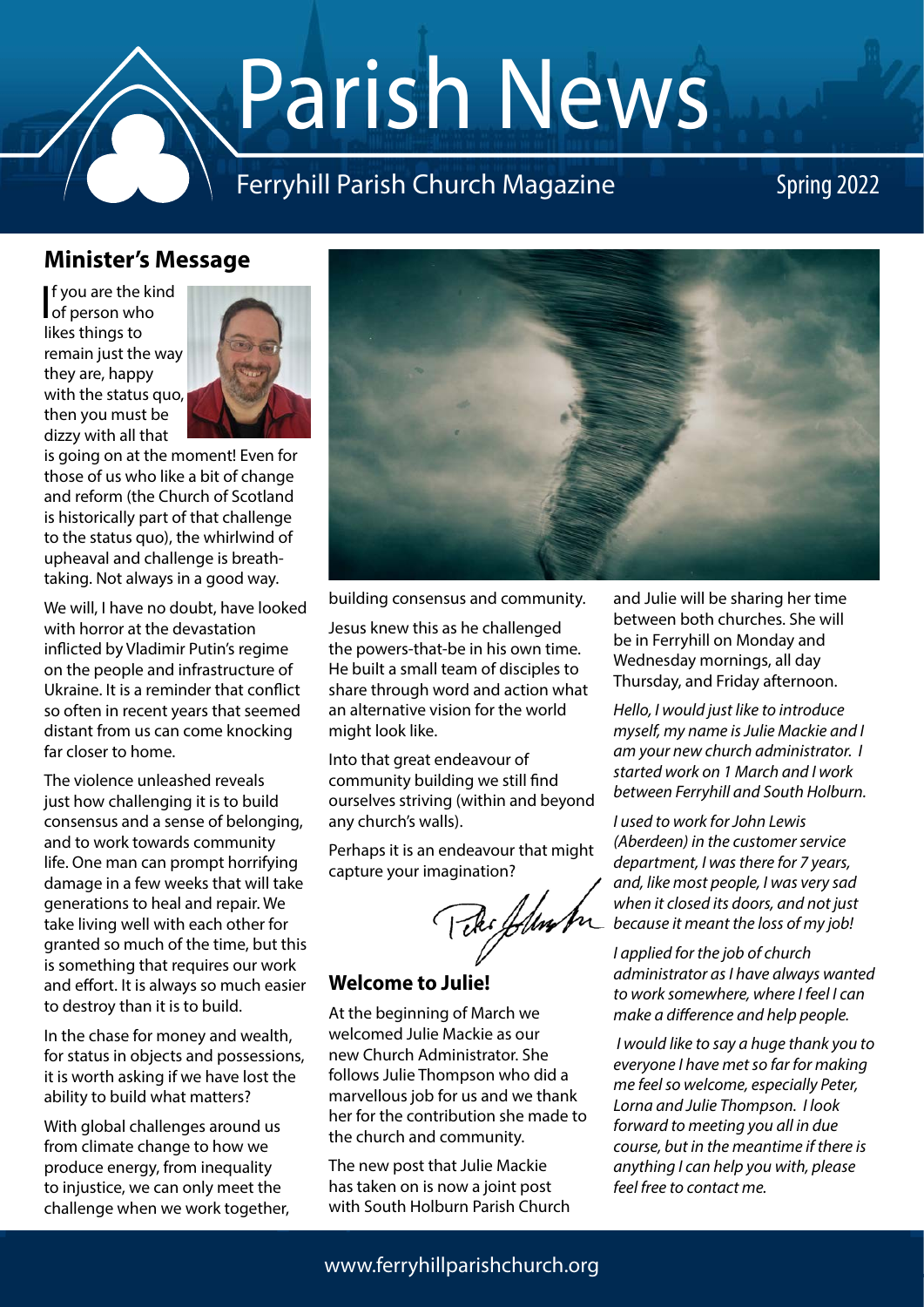# Parish News

Ferryhill Parish Church Magazine

Spring 2022

## Minister's Message

If you are the kind of person who likes things to remain just the way they are, happy with the status quo, then you must be dizzy with all that is going on at the moment! Even for those of us who like a bit of change and reform (the Church of Scotland is historically part of that challenge to the status quo), the whirlwind of upheaval and challenge is breath-taking. Not always in a good way.

We will, I have no doubt, have looked with horror at the devastation inflicted by Vladimir Putin's regime on the people and infrastructure of Ukraine. It is a reminder that conflict so often in recent years that seemed distant from us can come knocking far closer to home.

The violence unleashed reveals just how challenging it is to build consensus and a sense of belonging, and to work towards community life. One man can prompt horrifying damage in a few weeks that will take generations to heal and repair. We take living well with each other for granted so much of the time, but this is something that requires our work and effort. It is always so much easier to destroy than it is to build.

In the chase for money and wealth, for status in objects and possessions, it is worth asking if we have lost the ability to build what matters?

With global challenges around us from climate change to how we produce energy, from inequality to injustice, we can only meet the challenge when we work together, building consensus and community.

Jesus knew this as he challenged the powers-that-be in his own time. He built a small team of disciples to share through word and action what an alternative vision for the world might look like.

Into that great endeavour of community building we still find ourselves striving (within and beyond any church's walls).

Perhaps it is an endeavour that might capture your imagination?

Peter Johnston

## Welcome to Julie!

At the beginning of March we welcomed Julie Mackie as our new Church Administrator. She follows Julie Thompson who did a marvellous job for us and we thank her for the contribution she made to the church and community.

The new post that Julie Mackie has taken on is now a joint post with South Holburn Parish Church and Julie will be sharing her time between both churches. She will be in Ferryhill on Monday and Wednesday mornings, all day Thursday, and Friday afternoon.

*Hello, I would just like to introduce myself, my name is Julie Mackie and I am your new church administrator. I started work on 1 March and I work between Ferryhill and South Holburn.*

*I used to work for John Lewis (Aberdeen) in the customer service department, I was there for 7 years, and, like most people, I was very sad when it closed its doors, and not just because it meant the loss of my job!*

*I applied for the job of church administrator as I have always wanted to work somewhere, where I feel I can make a difference and help people.*

*I would like to say a huge thank you to everyone I have met so far for making me feel so welcome, especially Peter, Lorna and Julie Thompson. I look forward to meeting you all in due course, but in the meantime if there is anything I can help you with, please feel free to contact me.*

www.ferryhillparishchurch.org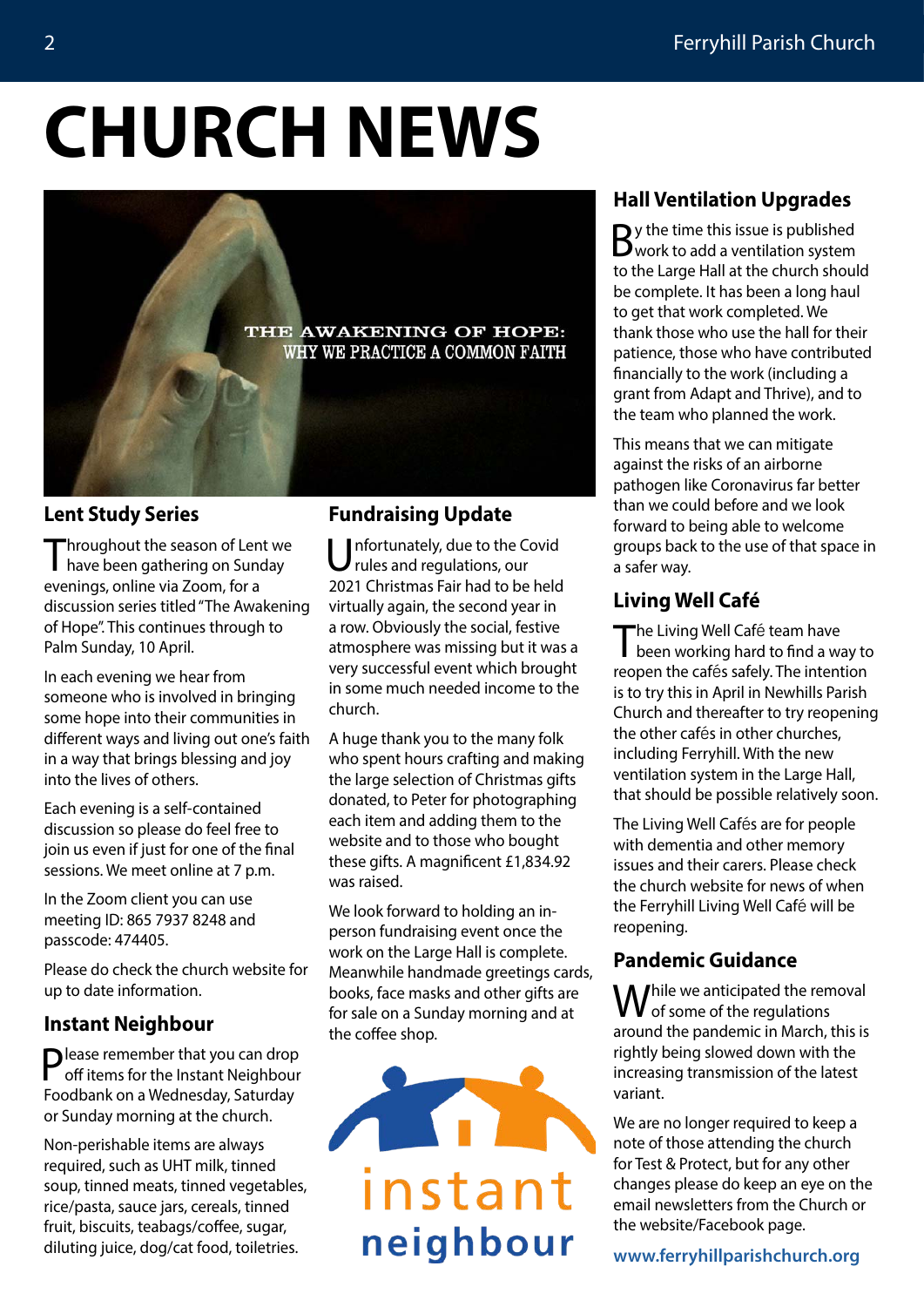# CHURCH NEWS

## Lent Study Series

Throughout the season of Lent we have been gathering on Sunday evenings, online via Zoom, for a discussion series titled "The Awakening of Hope". This continues through to Palm Sunday, 10 April.

In each evening we hear from someone who is involved in bringing some hope into their communities in different ways and living out one's faith in a way that brings blessing and joy into the lives of others.

Each evening is a self-contained discussion so please do feel free to join us even if just for one of the final sessions. We meet online at 7 p.m.

In the Zoom client you can use meeting ID: 865 7937 8248 and passcode: 474405.

Please do check the church website for up to date information.

## Instant Neighbour

Please remember that you can drop off items for the Instant Neighbour Foodbank on a Wednesday, Saturday or Sunday morning at the church.

Non-perishable items are always required, such as UHT milk, tinned soup, tinned meats, tinned vegetables, rice/pasta, sauce jars, cereals, tinned fruit, biscuits, teabags/coffee, sugar, diluting juice, dog/cat food, toiletries.

## Fundraising Update

Unfortunately, due to the Covid rules and regulations, our 2021 Christmas Fair had to be held virtually again, the second year in a row. Obviously the social, festive atmosphere was missing but it was a very successful event which brought in some much needed income to the church.

A huge thank you to the many folk who spent hours crafting and making the large selection of Christmas gifts donated, to Peter for photographing each item and adding them to the website and to those who bought these gifts. A magnificent £1,834.92 was raised.

We look forward to holding an in-person fundraising event once the work on the Large Hall is complete. Meanwhile handmade greetings cards, books, face masks and other gifts are for sale on a Sunday morning and at the coffee shop.

## Hall Ventilation Upgrades

By the time this issue is published work to add a ventilation system to the Large Hall at the church should be complete. It has been a long haul to get that work completed. We thank those who use the hall for their patience, those who have contributed financially to the work (including a grant from Adapt and Thrive), and to the team who planned the work.

This means that we can mitigate against the risks of an airborne pathogen like Coronavirus far better than we could before and we look forward to being able to welcome groups back to the use of that space in a safer way.

## Living Well Café

The Living Well Café team have been working hard to find a way to reopen the cafés safely. The intention is to try this in April in Newhills Parish Church and thereafter to try reopening the other cafés in other churches, including Ferryhill. With the new ventilation system in the Large Hall, that should be possible relatively soon.

The Living Well Cafés are for people with dementia and other memory issues and their carers. Please check the church website for news of when the Ferryhill Living Well Café will be reopening.

## Pandemic Guidance

While we anticipated the removal of some of the regulations around the pandemic in March, this is rightly being slowed down with the increasing transmission of the latest variant.

We are no longer required to keep a note of those attending the church for Test & Protect, but for any other changes please do keep an eye on the email newsletters from the Church or the website/Facebook page.

**www.ferryhillparishchurch.org**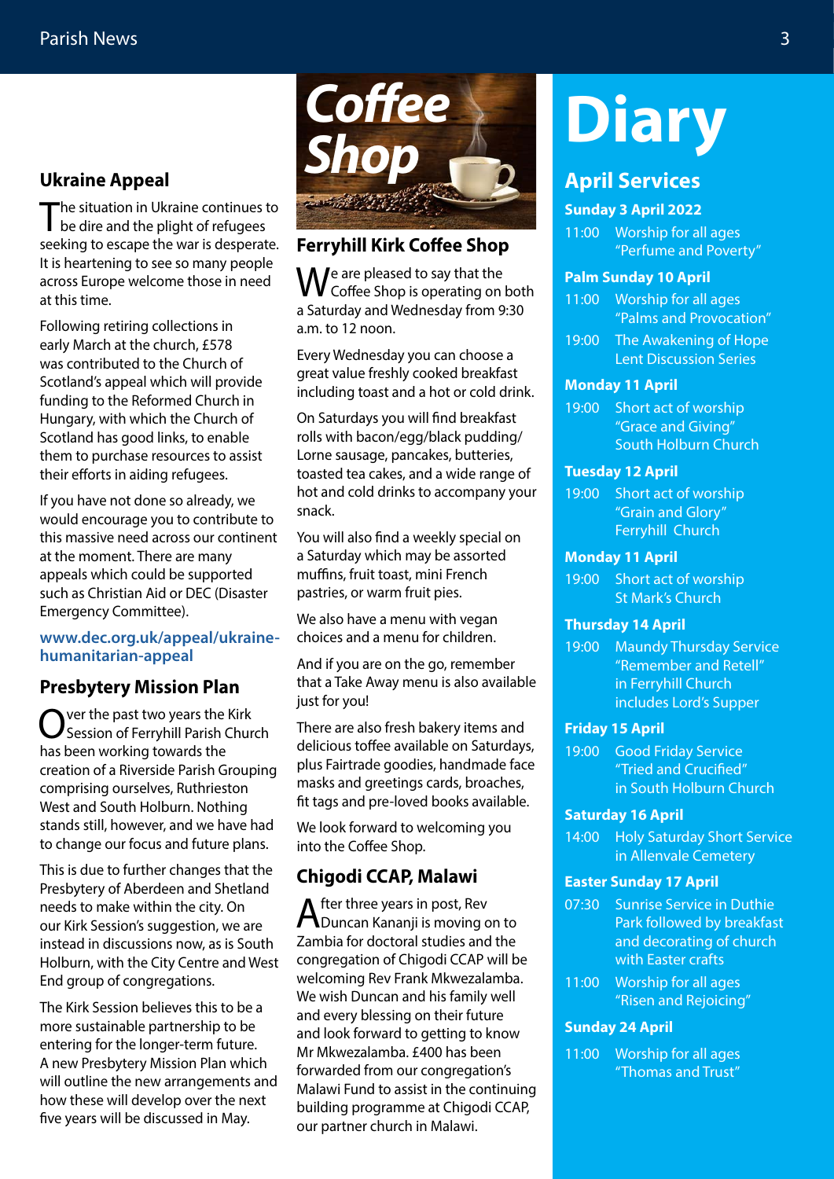## Ukraine Appeal

The situation in Ukraine continues to be dire and the plight of refugees seeking to escape the war is desperate. It is heartening to see so many people across Europe welcome those in need at this time.

Following retiring collections in early March at the church, £578 was contributed to the Church of Scotland's appeal which will provide funding to the Reformed Church in Hungary, with which the Church of Scotland has good links, to enable them to purchase resources to assist their efforts in aiding refugees.

If you have not done so already, we would encourage you to contribute to this massive need across our continent at the moment. There are many appeals which could be supported such as Christian Aid or DEC (Disaster Emergency Committee).

**www.dec.org.uk/appeal/ukraine-humanitarian-appeal**

## Presbytery Mission Plan

Over the past two years the Kirk Session of Ferryhill Parish Church has been working towards the creation of a Riverside Parish Grouping comprising ourselves, Ruthrieston West and South Holburn. Nothing stands still, however, and we have had to change our focus and future plans.

This is due to further changes that the Presbytery of Aberdeen and Shetland needs to make within the city. On our Kirk Session's suggestion, we are instead in discussions now, as is South Holburn, with the City Centre and West End group of congregations.

The Kirk Session believes this to be a more sustainable partnership to be entering for the longer-term future. A new Presbytery Mission Plan which will outline the new arrangements and how these will develop over the next five years will be discussed in May.

# Coffee Shop

## Ferryhill Kirk Coffee Shop

We are pleased to say that the Coffee Shop is operating on both a Saturday and Wednesday from 9:30 a.m. to 12 noon.

Every Wednesday you can choose a great value freshly cooked breakfast including toast and a hot or cold drink.

On Saturdays you will find breakfast rolls with bacon/egg/black pudding/Lorne sausage, pancakes, butteries, toasted tea cakes, and a wide range of hot and cold drinks to accompany your snack.

You will also find a weekly special on a Saturday which may be assorted muffins, fruit toast, mini French pastries, or warm fruit pies.

We also have a menu with vegan choices and a menu for children.

And if you are on the go, remember that a Take Away menu is also available just for you!

There are also fresh bakery items and delicious toffee available on Saturdays, plus Fairtrade goodies, handmade face masks and greetings cards, broaches, fit tags and pre-loved books available.

We look forward to welcoming you into the Coffee Shop.

## Chigodi CCAP, Malawi

After three years in post, Rev Duncan Kananji is moving on to Zambia for doctoral studies and the congregation of Chigodi CCAP will be welcoming Rev Frank Mkwezalamba. We wish Duncan and his family well and every blessing on their future and look forward to getting to know Mr Mkwezalamba. £400 has been forwarded from our congregation's Malawi Fund to assist in the continuing building programme at Chigodi CCAP, our partner church in Malawi.

# Diary

## April Services

**Sunday 3 April 2022**

11:00 Worship for all ages
"Perfume and Poverty"

**Palm Sunday 10 April**

11:00 Worship for all ages
"Palms and Provocation"

19:00 The Awakening of Hope
Lent Discussion Series

**Monday 11 April**

19:00 Short act of worship
"Grace and Giving"
South Holburn Church

**Tuesday 12 April**

19:00 Short act of worship
"Grain and Glory"
Ferryhill Church

**Monday 11 April**

19:00 Short act of worship
St Mark's Church

**Thursday 14 April**

19:00 Maundy Thursday Service
"Remember and Retell"
in Ferryhill Church
includes Lord's Supper

**Friday 15 April**

19:00 Good Friday Service
"Tried and Crucified"
in South Holburn Church

**Saturday 16 April**

14:00 Holy Saturday Short Service
in Allenvale Cemetery

**Easter Sunday 17 April**

07:30 Sunrise Service in Duthie Park followed by breakfast and decorating of church with Easter crafts

11:00 Worship for all ages
"Risen and Rejoicing"

**Sunday 24 April**

11:00 Worship for all ages
"Thomas and Trust"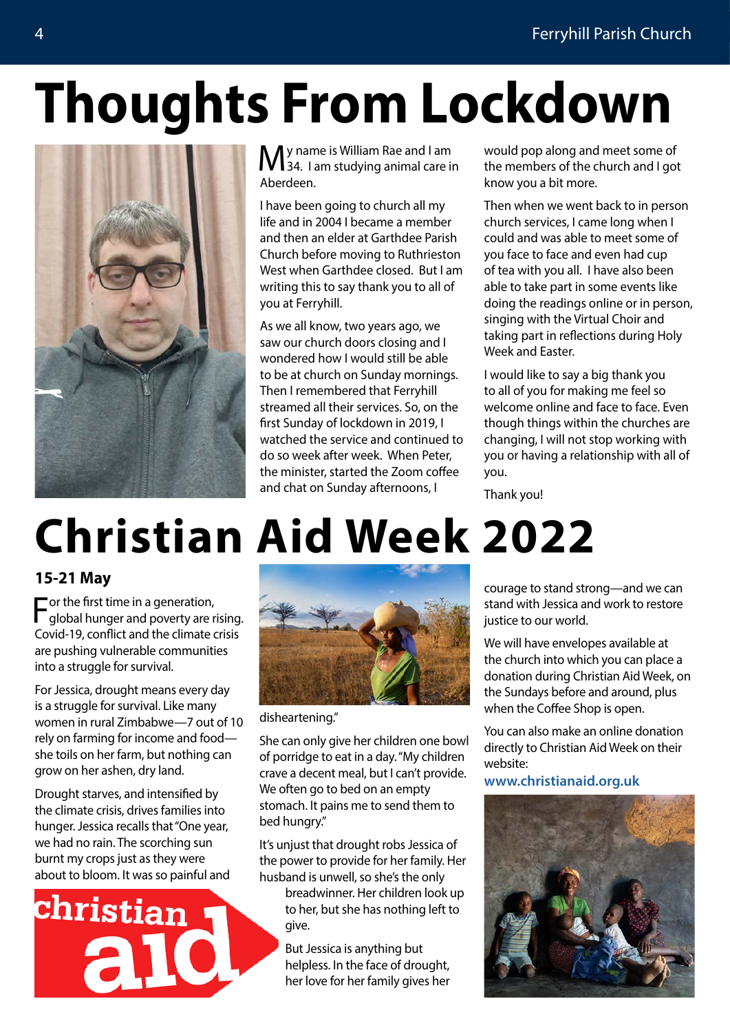# Thoughts From Lockdown

My name is William Rae and I am 34. I am studying animal care in Aberdeen.

I have been going to church all my life and in 2004 I became a member and then an elder at Garthdee Parish Church before moving to Ruthrieston West when Garthdee closed. But I am writing this to say thank you to all of you at Ferryhill.

As we all know, two years ago, we saw our church doors closing and I wondered how I would still be able to be at church on Sunday mornings. Then I remembered that Ferryhill streamed all their services. So, on the first Sunday of lockdown in 2019, I watched the service and continued to do so week after week. When Peter, the minister, started the Zoom coffee and chat on Sunday afternoons, I would pop along and meet some of the members of the church and I got know you a bit more.

Then when we went back to in person church services, I came long when I could and was able to meet some of you face to face and even had cup of tea with you all. I have also been able to take part in some events like doing the readings online or in person, singing with the Virtual Choir and taking part in reflections during Holy Week and Easter.

I would like to say a big thank you to all of you for making me feel so welcome online and face to face. Even though things within the churches are changing, I will not stop working with you or having a relationship with all of you.

Thank you!

# Christian Aid Week 2022

**15-21 May**

For the first time in a generation, global hunger and poverty are rising. Covid-19, conflict and the climate crisis are pushing vulnerable communities into a struggle for survival.

For Jessica, drought means every day is a struggle for survival. Like many women in rural Zimbabwe—7 out of 10 rely on farming for income and food—she toils on her farm, but nothing can grow on her ashen, dry land.

Drought starves, and intensified by the climate crisis, drives families into hunger. Jessica recalls that "One year, we had no rain. The scorching sun burnt my crops just as they were about to bloom. It was so painful and disheartening."

She can only give her children one bowl of porridge to eat in a day. "My children crave a decent meal, but I can't provide. We often go to bed on an empty stomach. It pains me to send them to bed hungry."

It's unjust that drought robs Jessica of the power to provide for her family. Her husband is unwell, so she's the only breadwinner. Her children look up to her, but she has nothing left to give.

But Jessica is anything but helpless. In the face of drought, her love for her family gives her courage to stand strong—and we can stand with Jessica and work to restore justice to our world.

We will have envelopes available at the church into which you can place a donation during Christian Aid Week, on the Sundays before and around, plus when the Coffee Shop is open.

You can also make an online donation directly to Christian Aid Week on their website:

**www.christianaid.org.uk**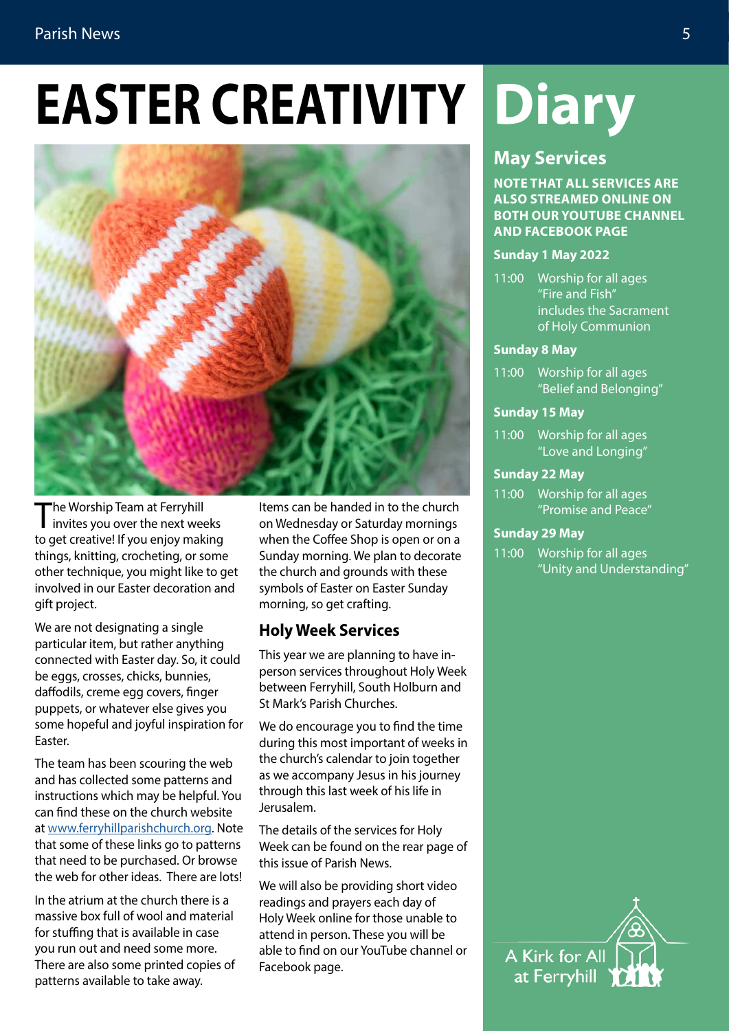# EASTER CREATIVITY

The Worship Team at Ferryhill invites you over the next weeks to get creative! If you enjoy making things, knitting, crocheting, or some other technique, you might like to get involved in our Easter decoration and gift project.

We are not designating a single particular item, but rather anything connected with Easter day. So, it could be eggs, crosses, chicks, bunnies, daffodils, creme egg covers, finger puppets, or whatever else gives you some hopeful and joyful inspiration for Easter.

The team has been scouring the web and has collected some patterns and instructions which may be helpful. You can find these on the church website at www.ferryhillparishchurch.org. Note that some of these links go to patterns that need to be purchased. Or browse the web for other ideas. There are lots!

In the atrium at the church there is a massive box full of wool and material for stuffing that is available in case you run out and need some more. There are also some printed copies of patterns available to take away.

Items can be handed in to the church on Wednesday or Saturday mornings when the Coffee Shop is open or on a Sunday morning. We plan to decorate the church and grounds with these symbols of Easter on Easter Sunday morning, so get crafting.

## Holy Week Services

This year we are planning to have in-person services throughout Holy Week between Ferryhill, South Holburn and St Mark's Parish Churches.

We do encourage you to find the time during this most important of weeks in the church's calendar to join together as we accompany Jesus in his journey through this last week of his life in Jerusalem.

The details of the services for Holy Week can be found on the rear page of this issue of Parish News.

We will also be providing short video readings and prayers each day of Holy Week online for those unable to attend in person. These you will be able to find on our YouTube channel or Facebook page.

# Diary

## May Services

**NOTE THAT ALL SERVICES ARE ALSO STREAMED ONLINE ON BOTH OUR YOUTUBE CHANNEL AND FACEBOOK PAGE**

### Sunday 1 May 2022

11:00 Worship for all ages "Fire and Fish" includes the Sacrament of Holy Communion

### Sunday 8 May

11:00 Worship for all ages "Belief and Belonging"

### Sunday 15 May

11:00 Worship for all ages "Love and Longing"

### Sunday 22 May

11:00 Worship for all ages "Promise and Peace"

### Sunday 29 May

11:00 Worship for all ages "Unity and Understanding"

A Kirk for All at Ferryhill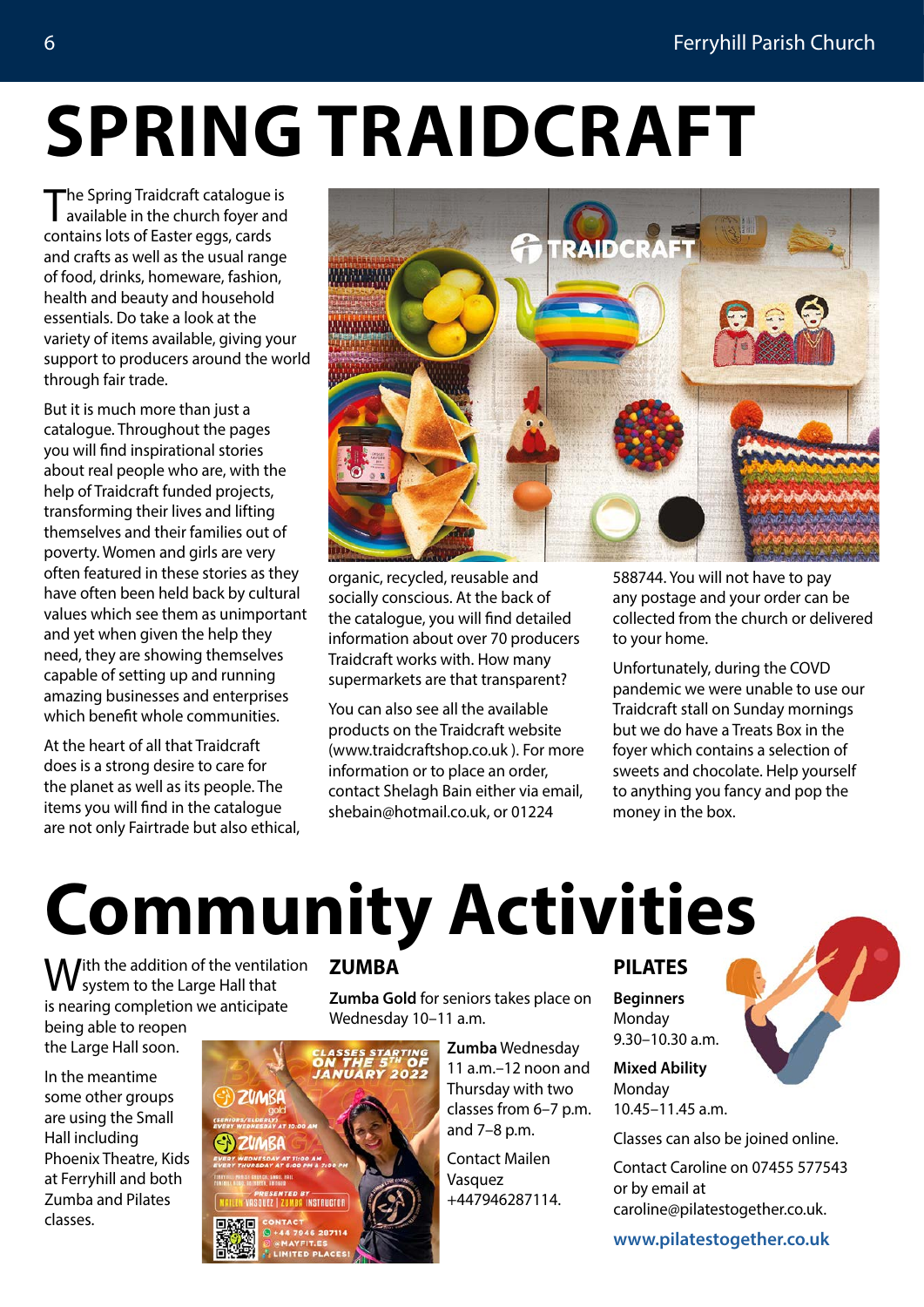# SPRING TRAIDCRAFT

The Spring Traidcraft catalogue is available in the church foyer and contains lots of Easter eggs, cards and crafts as well as the usual range of food, drinks, homeware, fashion, health and beauty and household essentials. Do take a look at the variety of items available, giving your support to producers around the world through fair trade.

But it is much more than just a catalogue. Throughout the pages you will find inspirational stories about real people who are, with the help of Traidcraft funded projects, transforming their lives and lifting themselves and their families out of poverty. Women and girls are very often featured in these stories as they have often been held back by cultural values which see them as unimportant and yet when given the help they need, they are showing themselves capable of setting up and running amazing businesses and enterprises which benefit whole communities.

At the heart of all that Traidcraft does is a strong desire to care for the planet as well as its people. The items you will find in the catalogue are not only Fairtrade but also ethical, organic, recycled, reusable and socially conscious. At the back of the catalogue, you will find detailed information about over 70 producers Traidcraft works with. How many supermarkets are that transparent?

You can also see all the available products on the Traidcraft website (www.traidcraftshop.co.uk ). For more information or to place an order, contact Shelagh Bain either via email, shebain@hotmail.co.uk, or 01224 588744. You will not have to pay any postage and your order can be collected from the church or delivered to your home.

Unfortunately, during the COVD pandemic we were unable to use our Traidcraft stall on Sunday mornings but we do have a Treats Box in the foyer which contains a selection of sweets and chocolate. Help yourself to anything you fancy and pop the money in the box.

# Community Activities

With the addition of the ventilation system to the Large Hall that is nearing completion we anticipate being able to reopen the Large Hall soon.

In the meantime some other groups are using the Small Hall including Phoenix Theatre, Kids at Ferryhill and both Zumba and Pilates classes.

## ZUMBA

**Zumba Gold** for seniors takes place on Wednesday 10–11 a.m.

**Zumba** Wednesday 11 a.m.–12 noon and Thursday with two classes from 6–7 p.m. and 7–8 p.m.

Contact Mailen Vasquez +447946287114.

## PILATES

**Beginners**
Monday
9.30–10.30 a.m.

**Mixed Ability**
Monday
10.45–11.45 a.m.

Classes can also be joined online.

Contact Caroline on 07455 577543 or by email at caroline@pilatestogether.co.uk.

**www.pilatestogether.co.uk**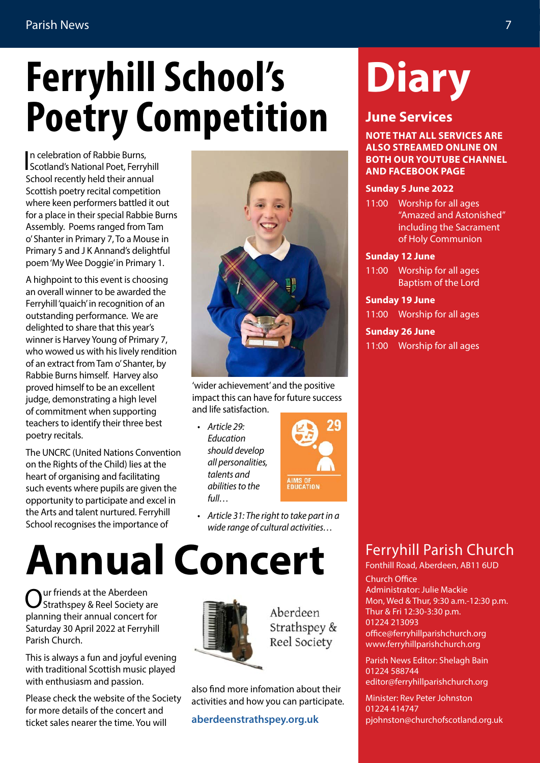# Ferryhill School's Poetry Competition

In celebration of Rabbie Burns, Scotland's National Poet, Ferryhill School recently held their annual Scottish poetry recital competition where keen performers battled it out for a place in their special Rabbie Burns Assembly. Poems ranged from Tam o' Shanter in Primary 7, To a Mouse in Primary 5 and J K Annand's delightful poem 'My Wee Doggie' in Primary 1.

A highpoint to this event is choosing an overall winner to be awarded the Ferryhill 'quaich' in recognition of an outstanding performance. We are delighted to share that this year's winner is Harvey Young of Primary 7, who wowed us with his lively rendition of an extract from Tam o' Shanter, by Rabbie Burns himself. Harvey also proved himself to be an excellent judge, demonstrating a high level of commitment when supporting teachers to identify their three best poetry recitals.

The UNCRC (United Nations Convention on the Rights of the Child) lies at the heart of organising and facilitating such events where pupils are given the opportunity to participate and excel in the Arts and talent nurtured. Ferryhill School recognises the importance of 'wider achievement' and the positive impact this can have for future success and life satisfaction.

- *Article 29: Education should develop all personalities, talents and abilities to the full…*
- *Article 31: The right to take part in a wide range of cultural activities…*

# Annual Concert

Our friends at the Aberdeen Strathspey & Reel Society are planning their annual concert for Saturday 30 April 2022 at Ferryhill Parish Church.

This is always a fun and joyful evening with traditional Scottish music played with enthusiasm and passion.

Please check the website of the Society for more details of the concert and ticket sales nearer the time. You will also find more infomation about their activities and how you can participate.

Aberdeen Strathspey & Reel Society

**aberdeenstrathspey.org.uk**

# Diary

## June Services

**NOTE THAT ALL SERVICES ARE ALSO STREAMED ONLINE ON BOTH OUR YOUTUBE CHANNEL AND FACEBOOK PAGE**

**Sunday 5 June 2022**

11:00 Worship for all ages "Amazed and Astonished" including the Sacrament of Holy Communion

**Sunday 12 June**

11:00 Worship for all ages Baptism of the Lord

**Sunday 19 June**

11:00 Worship for all ages

**Sunday 26 June**

11:00 Worship for all ages

## Ferryhill Parish Church

Fonthill Road, Aberdeen, AB11 6UD

Church Office
Administrator: Julie Mackie
Mon, Wed & Thur, 9:30 a.m.-12:30 p.m.
Thur & Fri 12:30-3:30 p.m.
01224 213093
office@ferryhillparishchurch.org
www.ferryhillparishchurch.org

Parish News Editor: Shelagh Bain
01224 588744
editor@ferryhillparishchurch.org

Minister: Rev Peter Johnston
01224 414747
pjohnston@churchofscotland.org.uk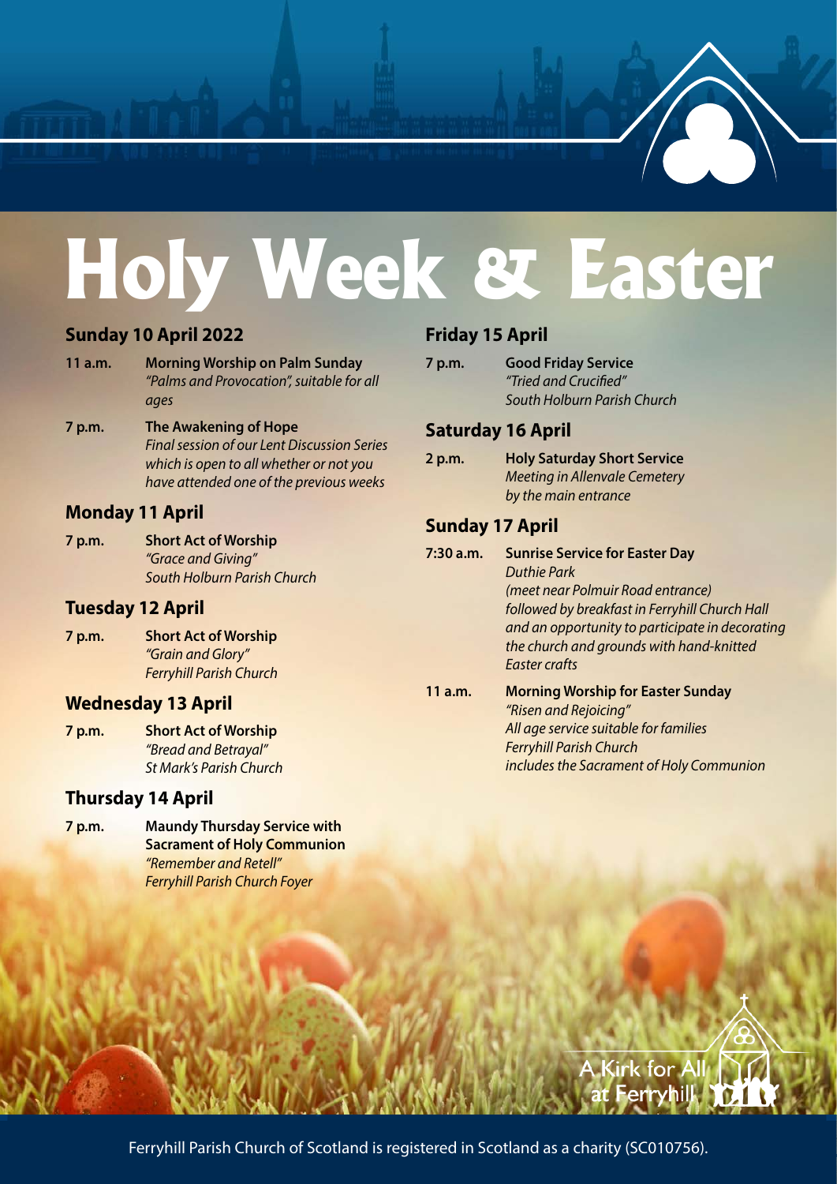# Holy Week & Easter

## Sunday 10 April 2022

**11 a.m.** **Morning Worship on Palm Sunday**
*"Palms and Provocation", suitable for all ages*

**7 p.m.** **The Awakening of Hope**
*Final session of our Lent Discussion Series which is open to all whether or not you have attended one of the previous weeks*

## Monday 11 April

**7 p.m.** **Short Act of Worship**
*"Grace and Giving"*
*South Holburn Parish Church*

## Tuesday 12 April

**7 p.m.** **Short Act of Worship**
*"Grain and Glory"*
*Ferryhill Parish Church*

## Wednesday 13 April

**7 p.m.** **Short Act of Worship**
*"Bread and Betrayal"*
*St Mark's Parish Church*

## Thursday 14 April

**7 p.m.** **Maundy Thursday Service with Sacrament of Holy Communion**
*"Remember and Retell"*
*Ferryhill Parish Church Foyer*

## Friday 15 April

**7 p.m.** **Good Friday Service**
*"Tried and Crucified"*
*South Holburn Parish Church*

## Saturday 16 April

**2 p.m.** **Holy Saturday Short Service**
*Meeting in Allenvale Cemetery by the main entrance*

## Sunday 17 April

**7:30 a.m.** **Sunrise Service for Easter Day**
*Duthie Park*
*(meet near Polmuir Road entrance)*
*followed by breakfast in Ferryhill Church Hall and an opportunity to participate in decorating the church and grounds with hand-knitted Easter crafts*

**11 a.m.** **Morning Worship for Easter Sunday**
*"Risen and Rejoicing"*
*All age service suitable for families*
*Ferryhill Parish Church*
*includes the Sacrament of Holy Communion*

A Kirk for All at Ferryhill

Ferryhill Parish Church of Scotland is registered in Scotland as a charity (SC010756).